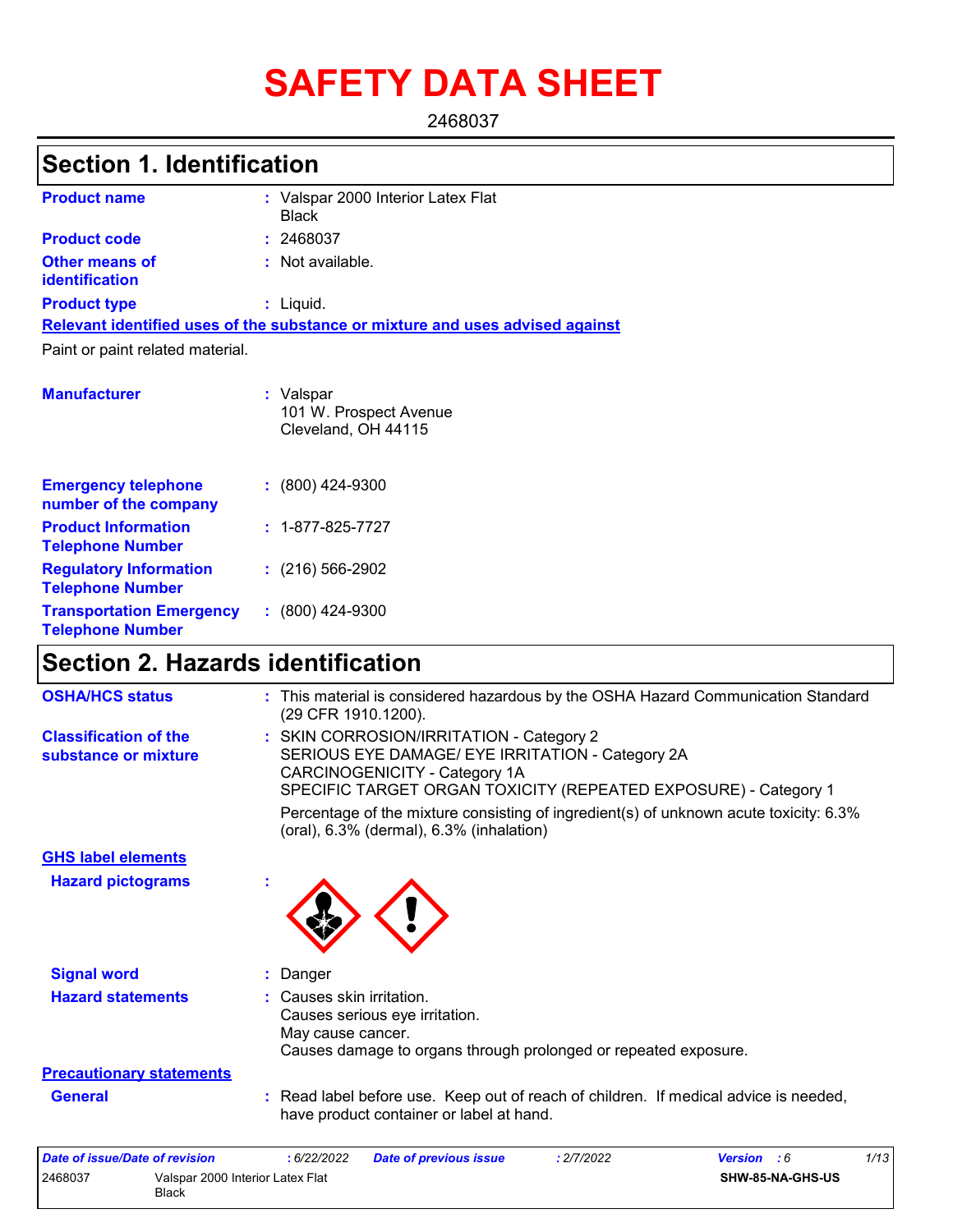# SAFETY DATA SHEET

2468037

## Section 1. Identification

**Product name** : Valspar 2000 Interior Latex Flat Black

**Product code** : 2468037

**Other means of identification** : Not available.

**Product type** : Liquid.

**Relevant identified uses of the substance or mixture and uses advised against**

Paint or paint related material.

**Manufacturer** : Valspar
101 W. Prospect Avenue
Cleveland, OH 44115

**Emergency telephone number of the company** : (800) 424-9300

**Product Information Telephone Number** : 1-877-825-7727

**Regulatory Information Telephone Number** : (216) 566-2902

**Transportation Emergency Telephone Number** : (800) 424-9300

## Section 2. Hazards identification

**OSHA/HCS status** : This material is considered hazardous by the OSHA Hazard Communication Standard (29 CFR 1910.1200).

**Classification of the substance or mixture** : SKIN CORROSION/IRRITATION - Category 2
SERIOUS EYE DAMAGE/ EYE IRRITATION - Category 2A
CARCINOGENICITY - Category 1A
SPECIFIC TARGET ORGAN TOXICITY (REPEATED EXPOSURE) - Category 1

Percentage of the mixture consisting of ingredient(s) of unknown acute toxicity: 6.3% (oral), 6.3% (dermal), 6.3% (inhalation)

**GHS label elements**

**Hazard pictograms** :

**Signal word** : Danger

**Hazard statements** : Causes skin irritation.
Causes serious eye irritation.
May cause cancer.
Causes damage to organs through prolonged or repeated exposure.

**Precautionary statements**

**General** : Read label before use. Keep out of reach of children. If medical advice is needed, have product container or label at hand.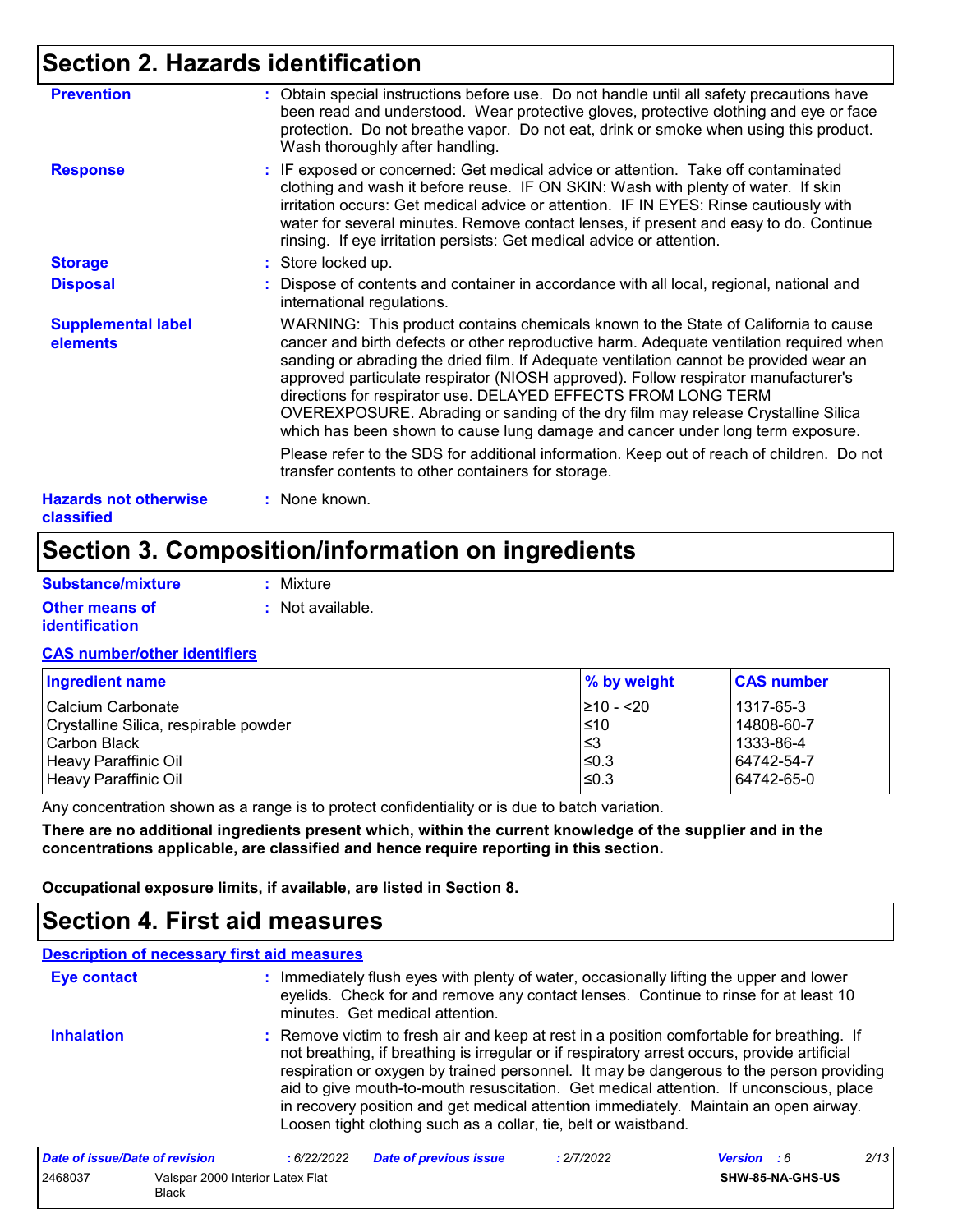## Section 2. Hazards identification

**Prevention** : Obtain special instructions before use. Do not handle until all safety precautions have been read and understood. Wear protective gloves, protective clothing and eye or face protection. Do not breathe vapor. Do not eat, drink or smoke when using this product. Wash thoroughly after handling.

**Response** : IF exposed or concerned: Get medical advice or attention. Take off contaminated clothing and wash it before reuse. IF ON SKIN: Wash with plenty of water. If skin irritation occurs: Get medical advice or attention. IF IN EYES: Rinse cautiously with water for several minutes. Remove contact lenses, if present and easy to do. Continue rinsing. If eye irritation persists: Get medical advice or attention.

**Storage** : Store locked up.

**Disposal** : Dispose of contents and container in accordance with all local, regional, national and international regulations.

**Supplemental label elements**

WARNING: This product contains chemicals known to the State of California to cause cancer and birth defects or other reproductive harm. Adequate ventilation required when sanding or abrading the dried film. If Adequate ventilation cannot be provided wear an approved particulate respirator (NIOSH approved). Follow respirator manufacturer's directions for respirator use. DELAYED EFFECTS FROM LONG TERM OVEREXPOSURE. Abrading or sanding of the dry film may release Crystalline Silica which has been shown to cause lung damage and cancer under long term exposure.

Please refer to the SDS for additional information. Keep out of reach of children. Do not transfer contents to other containers for storage.

**Hazards not otherwise classified** : None known.

## Section 3. Composition/information on ingredients

**Substance/mixture** : Mixture

**Other means of identification** : Not available.

**CAS number/other identifiers**

| Ingredient name | % by weight | CAS number |
|---|---|---|
| Calcium Carbonate | ≥10 - <20 | 1317-65-3 |
| Crystalline Silica, respirable powder | ≤10 | 14808-60-7 |
| Carbon Black | ≤3 | 1333-86-4 |
| Heavy Paraffinic Oil | ≤0.3 | 64742-54-7 |
| Heavy Paraffinic Oil | ≤0.3 | 64742-65-0 |

Any concentration shown as a range is to protect confidentiality or is due to batch variation.

**There are no additional ingredients present which, within the current knowledge of the supplier and in the concentrations applicable, are classified and hence require reporting in this section.**

**Occupational exposure limits, if available, are listed in Section 8.**

## Section 4. First aid measures

**Description of necessary first aid measures**

**Eye contact** : Immediately flush eyes with plenty of water, occasionally lifting the upper and lower eyelids. Check for and remove any contact lenses. Continue to rinse for at least 10 minutes. Get medical attention.

**Inhalation** : Remove victim to fresh air and keep at rest in a position comfortable for breathing. If not breathing, if breathing is irregular or if respiratory arrest occurs, provide artificial respiration or oxygen by trained personnel. It may be dangerous to the person providing aid to give mouth-to-mouth resuscitation. Get medical attention. If unconscious, place in recovery position and get medical attention immediately. Maintain an open airway. Loosen tight clothing such as a collar, tie, belt or waistband.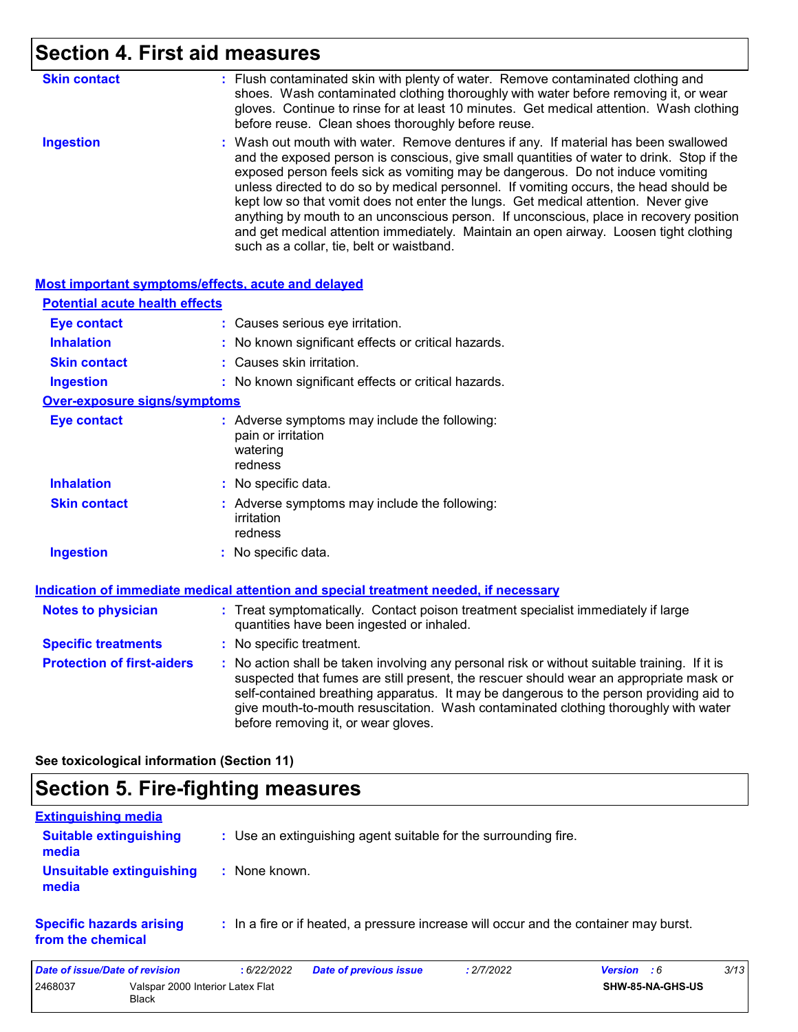## Section 4. First aid measures

**Skin contact** : Flush contaminated skin with plenty of water. Remove contaminated clothing and shoes. Wash contaminated clothing thoroughly with water before removing it, or wear gloves. Continue to rinse for at least 10 minutes. Get medical attention. Wash clothing before reuse. Clean shoes thoroughly before reuse.

**Ingestion** : Wash out mouth with water. Remove dentures if any. If material has been swallowed and the exposed person is conscious, give small quantities of water to drink. Stop if the exposed person feels sick as vomiting may be dangerous. Do not induce vomiting unless directed to do so by medical personnel. If vomiting occurs, the head should be kept low so that vomit does not enter the lungs. Get medical attention. Never give anything by mouth to an unconscious person. If unconscious, place in recovery position and get medical attention immediately. Maintain an open airway. Loosen tight clothing such as a collar, tie, belt or waistband.

### Most important symptoms/effects, acute and delayed

#### Potential acute health effects

**Eye contact** : Causes serious eye irritation.

**Inhalation** : No known significant effects or critical hazards.

**Skin contact** : Causes skin irritation.

**Ingestion** : No known significant effects or critical hazards.

#### Over-exposure signs/symptoms

**Eye contact** : Adverse symptoms may include the following:
pain or irritation
watering
redness

**Inhalation** : No specific data.

**Skin contact** : Adverse symptoms may include the following:
irritation
redness

**Ingestion** : No specific data.

### Indication of immediate medical attention and special treatment needed, if necessary

**Notes to physician** : Treat symptomatically. Contact poison treatment specialist immediately if large quantities have been ingested or inhaled.

**Specific treatments** : No specific treatment.

**Protection of first-aiders** : No action shall be taken involving any personal risk or without suitable training. If it is suspected that fumes are still present, the rescuer should wear an appropriate mask or self-contained breathing apparatus. It may be dangerous to the person providing aid to give mouth-to-mouth resuscitation. Wash contaminated clothing thoroughly with water before removing it, or wear gloves.

**See toxicological information (Section 11)**

## Section 5. Fire-fighting measures

### Extinguishing media

**Suitable extinguishing media** : Use an extinguishing agent suitable for the surrounding fire.

**Unsuitable extinguishing media** : None known.

**Specific hazards arising from the chemical** : In a fire or if heated, a pressure increase will occur and the container may burst.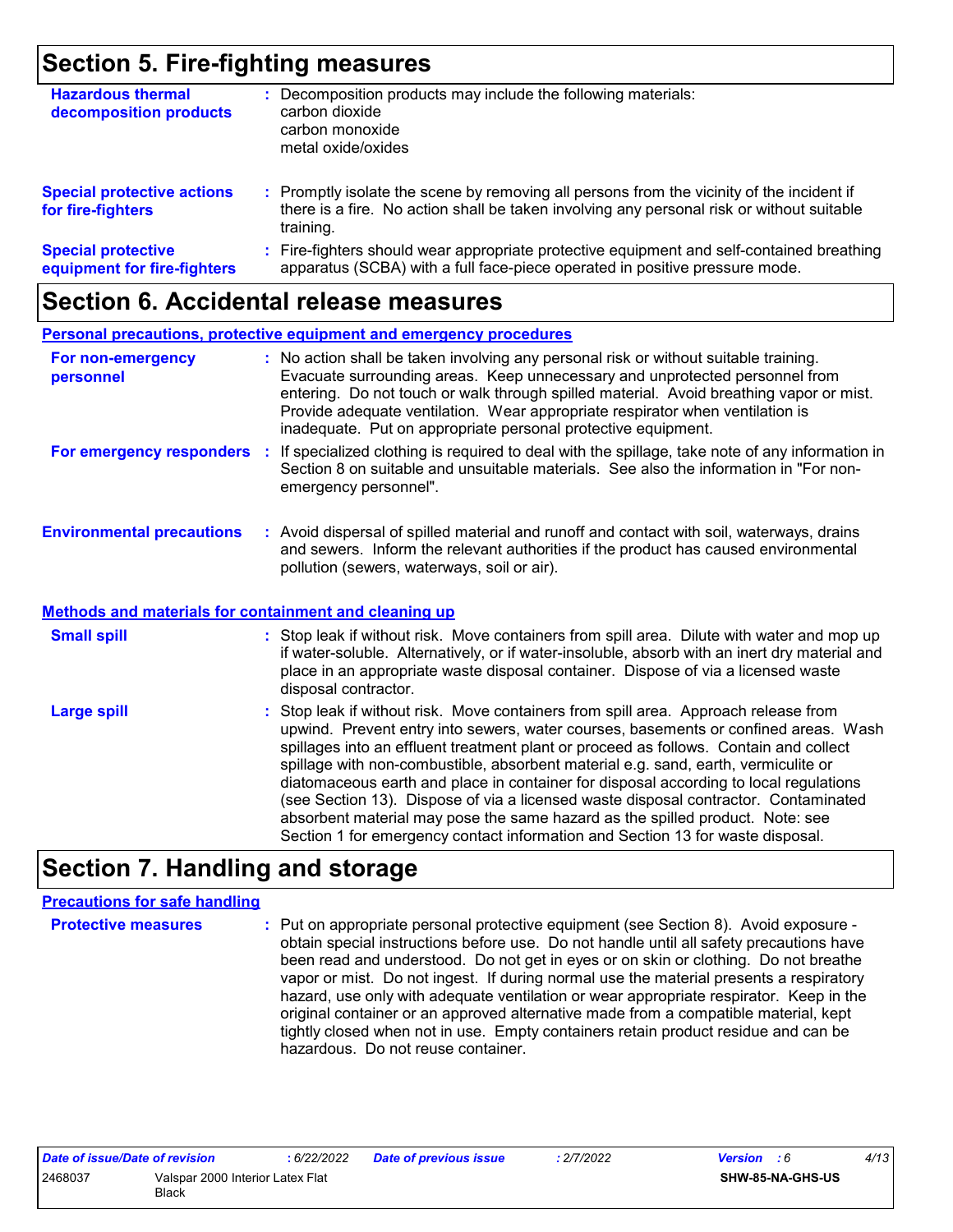## Section 5. Fire-fighting measures

**Hazardous thermal decomposition products** : Decomposition products may include the following materials:
carbon dioxide
carbon monoxide
metal oxide/oxides

**Special protective actions for fire-fighters** : Promptly isolate the scene by removing all persons from the vicinity of the incident if there is a fire. No action shall be taken involving any personal risk or without suitable training.

**Special protective equipment for fire-fighters** : Fire-fighters should wear appropriate protective equipment and self-contained breathing apparatus (SCBA) with a full face-piece operated in positive pressure mode.

## Section 6. Accidental release measures

### Personal precautions, protective equipment and emergency procedures

**For non-emergency personnel** : No action shall be taken involving any personal risk or without suitable training. Evacuate surrounding areas. Keep unnecessary and unprotected personnel from entering. Do not touch or walk through spilled material. Avoid breathing vapor or mist. Provide adequate ventilation. Wear appropriate respirator when ventilation is inadequate. Put on appropriate personal protective equipment.

**For emergency responders** : If specialized clothing is required to deal with the spillage, take note of any information in Section 8 on suitable and unsuitable materials. See also the information in "For non-emergency personnel".

**Environmental precautions** : Avoid dispersal of spilled material and runoff and contact with soil, waterways, drains and sewers. Inform the relevant authorities if the product has caused environmental pollution (sewers, waterways, soil or air).

### Methods and materials for containment and cleaning up

**Small spill** : Stop leak if without risk. Move containers from spill area. Dilute with water and mop up if water-soluble. Alternatively, or if water-insoluble, absorb with an inert dry material and place in an appropriate waste disposal container. Dispose of via a licensed waste disposal contractor.

**Large spill** : Stop leak if without risk. Move containers from spill area. Approach release from upwind. Prevent entry into sewers, water courses, basements or confined areas. Wash spillages into an effluent treatment plant or proceed as follows. Contain and collect spillage with non-combustible, absorbent material e.g. sand, earth, vermiculite or diatomaceous earth and place in container for disposal according to local regulations (see Section 13). Dispose of via a licensed waste disposal contractor. Contaminated absorbent material may pose the same hazard as the spilled product. Note: see Section 1 for emergency contact information and Section 13 for waste disposal.

## Section 7. Handling and storage

### Precautions for safe handling

**Protective measures** : Put on appropriate personal protective equipment (see Section 8). Avoid exposure - obtain special instructions before use. Do not handle until all safety precautions have been read and understood. Do not get in eyes or on skin or clothing. Do not breathe vapor or mist. Do not ingest. If during normal use the material presents a respiratory hazard, use only with adequate ventilation or wear appropriate respirator. Keep in the original container or an approved alternative made from a compatible material, kept tightly closed when not in use. Empty containers retain product residue and can be hazardous. Do not reuse container.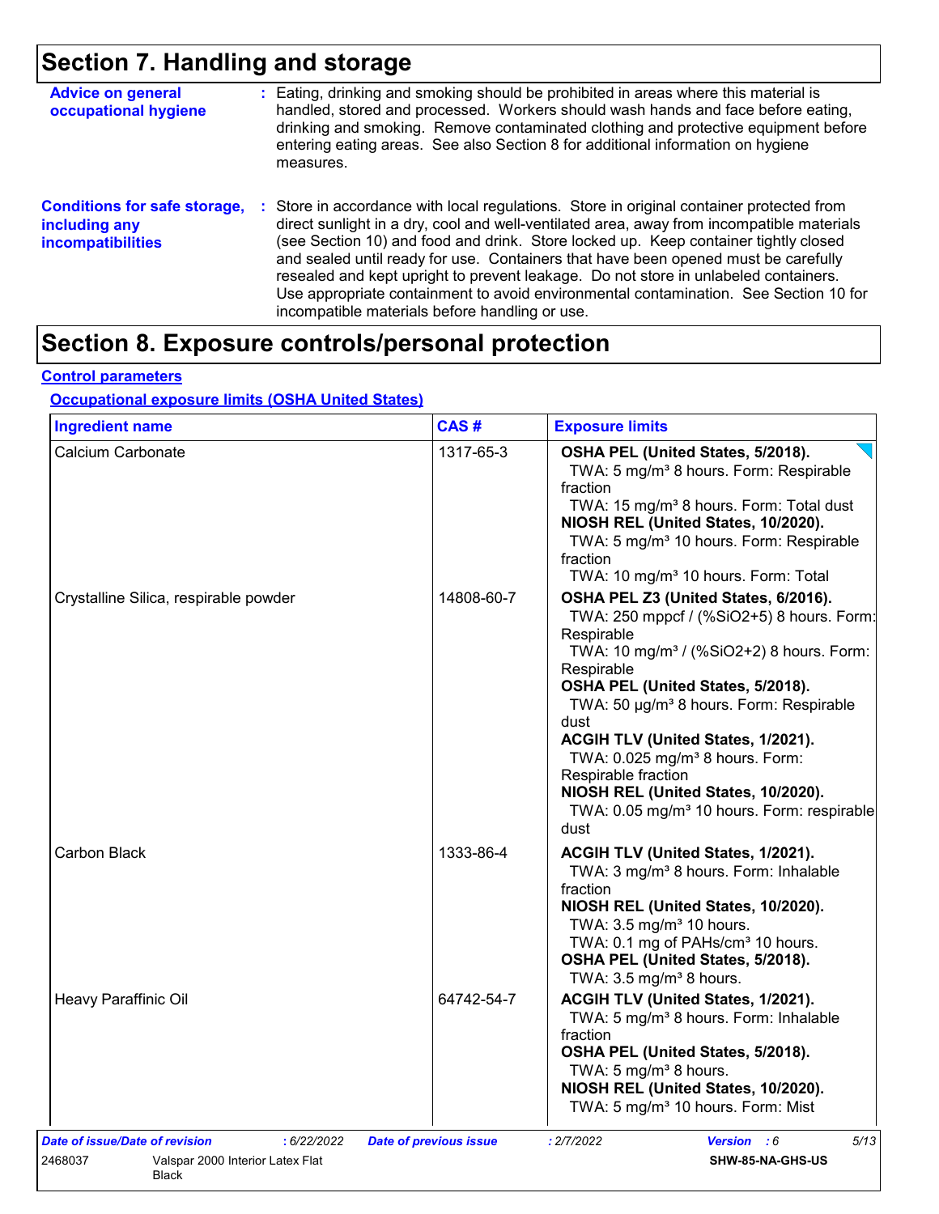# Section 7. Handling and storage

**Advice on general occupational hygiene** : Eating, drinking and smoking should be prohibited in areas where this material is handled, stored and processed. Workers should wash hands and face before eating, drinking and smoking. Remove contaminated clothing and protective equipment before entering eating areas. See also Section 8 for additional information on hygiene measures.

**Conditions for safe storage, including any incompatibilities** : Store in accordance with local regulations. Store in original container protected from direct sunlight in a dry, cool and well-ventilated area, away from incompatible materials (see Section 10) and food and drink. Store locked up. Keep container tightly closed and sealed until ready for use. Containers that have been opened must be carefully resealed and kept upright to prevent leakage. Do not store in unlabeled containers. Use appropriate containment to avoid environmental contamination. See Section 10 for incompatible materials before handling or use.

# Section 8. Exposure controls/personal protection

## Control parameters

### Occupational exposure limits (OSHA United States)

| Ingredient name | CAS # | Exposure limits |
|---|---|---|
| Calcium Carbonate | 1317-65-3 | **OSHA PEL (United States, 5/2018).**<br>TWA: 5 mg/m³ 8 hours. Form: Respirable fraction<br>TWA: 15 mg/m³ 8 hours. Form: Total dust<br>**NIOSH REL (United States, 10/2020).**<br>TWA: 5 mg/m³ 10 hours. Form: Respirable fraction<br>TWA: 10 mg/m³ 10 hours. Form: Total |
| Crystalline Silica, respirable powder | 14808-60-7 | **OSHA PEL Z3 (United States, 6/2016).**<br>TWA: 250 mppcf / (%SiO2+5) 8 hours. Form: Respirable<br>TWA: 10 mg/m³ / (%SiO2+2) 8 hours. Form: Respirable<br>**OSHA PEL (United States, 5/2018).**<br>TWA: 50 µg/m³ 8 hours. Form: Respirable dust<br>**ACGIH TLV (United States, 1/2021).**<br>TWA: 0.025 mg/m³ 8 hours. Form: Respirable fraction<br>**NIOSH REL (United States, 10/2020).**<br>TWA: 0.05 mg/m³ 10 hours. Form: respirable dust |
| Carbon Black | 1333-86-4 | **ACGIH TLV (United States, 1/2021).**<br>TWA: 3 mg/m³ 8 hours. Form: Inhalable fraction<br>**NIOSH REL (United States, 10/2020).**<br>TWA: 3.5 mg/m³ 10 hours.<br>TWA: 0.1 mg of PAHs/cm³ 10 hours.<br>**OSHA PEL (United States, 5/2018).**<br>TWA: 3.5 mg/m³ 8 hours. |
| Heavy Paraffinic Oil | 64742-54-7 | **ACGIH TLV (United States, 1/2021).**<br>TWA: 5 mg/m³ 8 hours. Form: Inhalable fraction<br>**OSHA PEL (United States, 5/2018).**<br>TWA: 5 mg/m³ 8 hours.<br>**NIOSH REL (United States, 10/2020).**<br>TWA: 5 mg/m³ 10 hours. Form: Mist |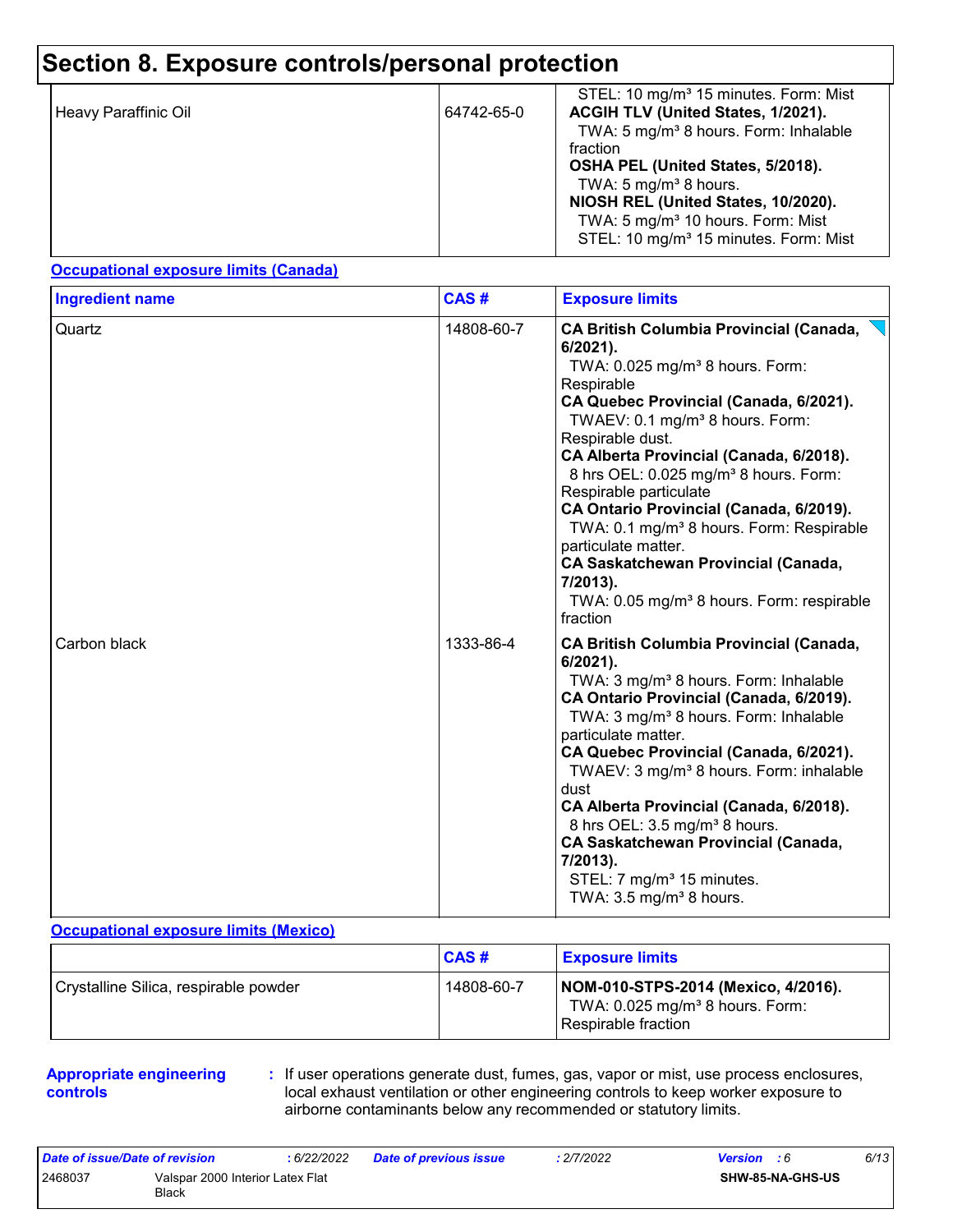# Section 8. Exposure controls/personal protection

| | | |
|---|---|---|
| Heavy Paraffinic Oil | 64742-65-0 | STEL: 10 mg/m³ 15 minutes. Form: Mist<br>**ACGIH TLV (United States, 1/2021).**<br>TWA: 5 mg/m³ 8 hours. Form: Inhalable fraction<br>**OSHA PEL (United States, 5/2018).**<br>TWA: 5 mg/m³ 8 hours.<br>**NIOSH REL (United States, 10/2020).**<br>TWA: 5 mg/m³ 10 hours. Form: Mist<br>STEL: 10 mg/m³ 15 minutes. Form: Mist |

**Occupational exposure limits (Canada)**

| Ingredient name | CAS # | Exposure limits |
|---|---|---|
| Quartz | 14808-60-7 | **CA British Columbia Provincial (Canada, 6/2021).**<br>TWA: 0.025 mg/m³ 8 hours. Form: Respirable<br>**CA Quebec Provincial (Canada, 6/2021).**<br>TWAEV: 0.1 mg/m³ 8 hours. Form: Respirable dust.<br>**CA Alberta Provincial (Canada, 6/2018).**<br>8 hrs OEL: 0.025 mg/m³ 8 hours. Form: Respirable particulate<br>**CA Ontario Provincial (Canada, 6/2019).**<br>TWA: 0.1 mg/m³ 8 hours. Form: Respirable particulate matter.<br>**CA Saskatchewan Provincial (Canada, 7/2013).**<br>TWA: 0.05 mg/m³ 8 hours. Form: respirable fraction |
| Carbon black | 1333-86-4 | **CA British Columbia Provincial (Canada, 6/2021).**<br>TWA: 3 mg/m³ 8 hours. Form: Inhalable<br>**CA Ontario Provincial (Canada, 6/2019).**<br>TWA: 3 mg/m³ 8 hours. Form: Inhalable particulate matter.<br>**CA Quebec Provincial (Canada, 6/2021).**<br>TWAEV: 3 mg/m³ 8 hours. Form: inhalable dust<br>**CA Alberta Provincial (Canada, 6/2018).**<br>8 hrs OEL: 3.5 mg/m³ 8 hours.<br>**CA Saskatchewan Provincial (Canada, 7/2013).**<br>STEL: 7 mg/m³ 15 minutes.<br>TWA: 3.5 mg/m³ 8 hours. |

**Occupational exposure limits (Mexico)**

| | CAS # | Exposure limits |
|---|---|---|
| Crystalline Silica, respirable powder | 14808-60-7 | **NOM-010-STPS-2014 (Mexico, 4/2016).**<br>TWA: 0.025 mg/m³ 8 hours. Form: Respirable fraction |

**Appropriate engineering controls** : If user operations generate dust, fumes, gas, vapor or mist, use process enclosures, local exhaust ventilation or other engineering controls to keep worker exposure to airborne contaminants below any recommended or statutory limits.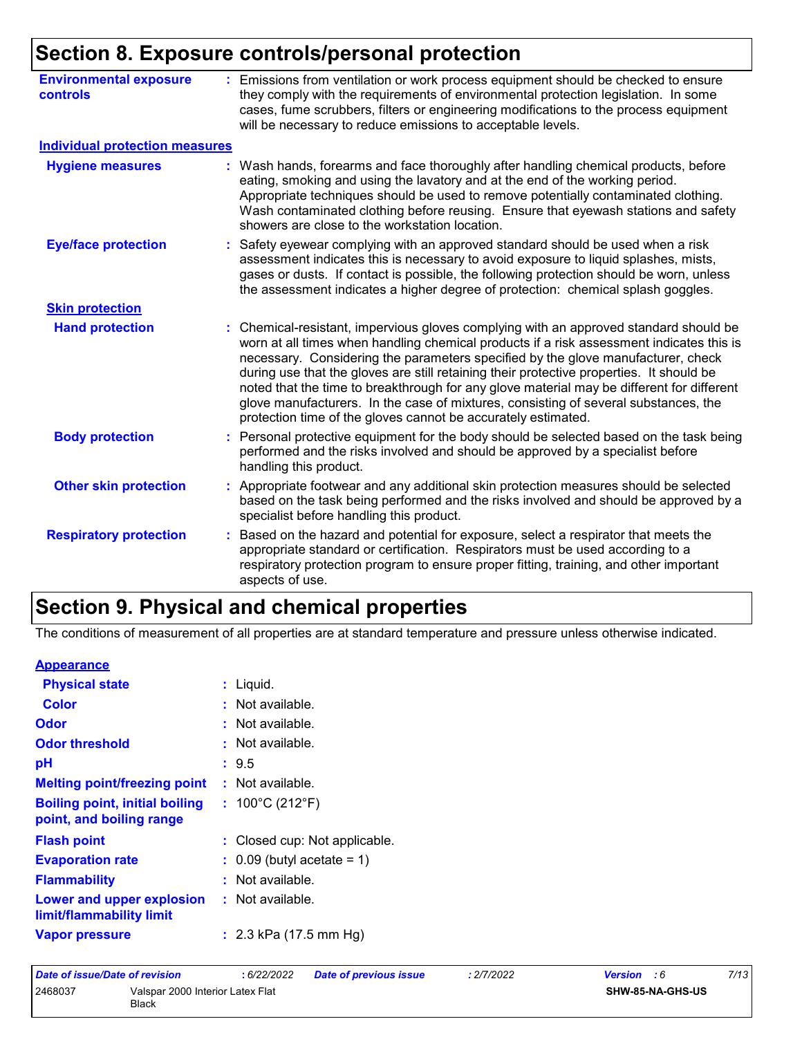## Section 8. Exposure controls/personal protection

**Environmental exposure controls** : Emissions from ventilation or work process equipment should be checked to ensure they comply with the requirements of environmental protection legislation. In some cases, fume scrubbers, filters or engineering modifications to the process equipment will be necessary to reduce emissions to acceptable levels.

### Individual protection measures

**Hygiene measures** : Wash hands, forearms and face thoroughly after handling chemical products, before eating, smoking and using the lavatory and at the end of the working period. Appropriate techniques should be used to remove potentially contaminated clothing. Wash contaminated clothing before reusing. Ensure that eyewash stations and safety showers are close to the workstation location.

**Eye/face protection** : Safety eyewear complying with an approved standard should be used when a risk assessment indicates this is necessary to avoid exposure to liquid splashes, mists, gases or dusts. If contact is possible, the following protection should be worn, unless the assessment indicates a higher degree of protection: chemical splash goggles.

#### Skin protection

**Hand protection** : Chemical-resistant, impervious gloves complying with an approved standard should be worn at all times when handling chemical products if a risk assessment indicates this is necessary. Considering the parameters specified by the glove manufacturer, check during use that the gloves are still retaining their protective properties. It should be noted that the time to breakthrough for any glove material may be different for different glove manufacturers. In the case of mixtures, consisting of several substances, the protection time of the gloves cannot be accurately estimated.

**Body protection** : Personal protective equipment for the body should be selected based on the task being performed and the risks involved and should be approved by a specialist before handling this product.

**Other skin protection** : Appropriate footwear and any additional skin protection measures should be selected based on the task being performed and the risks involved and should be approved by a specialist before handling this product.

**Respiratory protection** : Based on the hazard and potential for exposure, select a respirator that meets the appropriate standard or certification. Respirators must be used according to a respiratory protection program to ensure proper fitting, training, and other important aspects of use.

## Section 9. Physical and chemical properties

The conditions of measurement of all properties are at standard temperature and pressure unless otherwise indicated.

### Appearance

**Physical state** : Liquid.

**Color** : Not available.

**Odor** : Not available.

**Odor threshold** : Not available.

**pH** : 9.5

**Melting point/freezing point** : Not available.

**Boiling point, initial boiling point, and boiling range** : 100°C (212°F)

**Flash point** : Closed cup: Not applicable.

**Evaporation rate** : 0.09 (butyl acetate = 1)

**Flammability** : Not available.

**Lower and upper explosion limit/flammability limit** : Not available.

**Vapor pressure** : 2.3 kPa (17.5 mm Hg)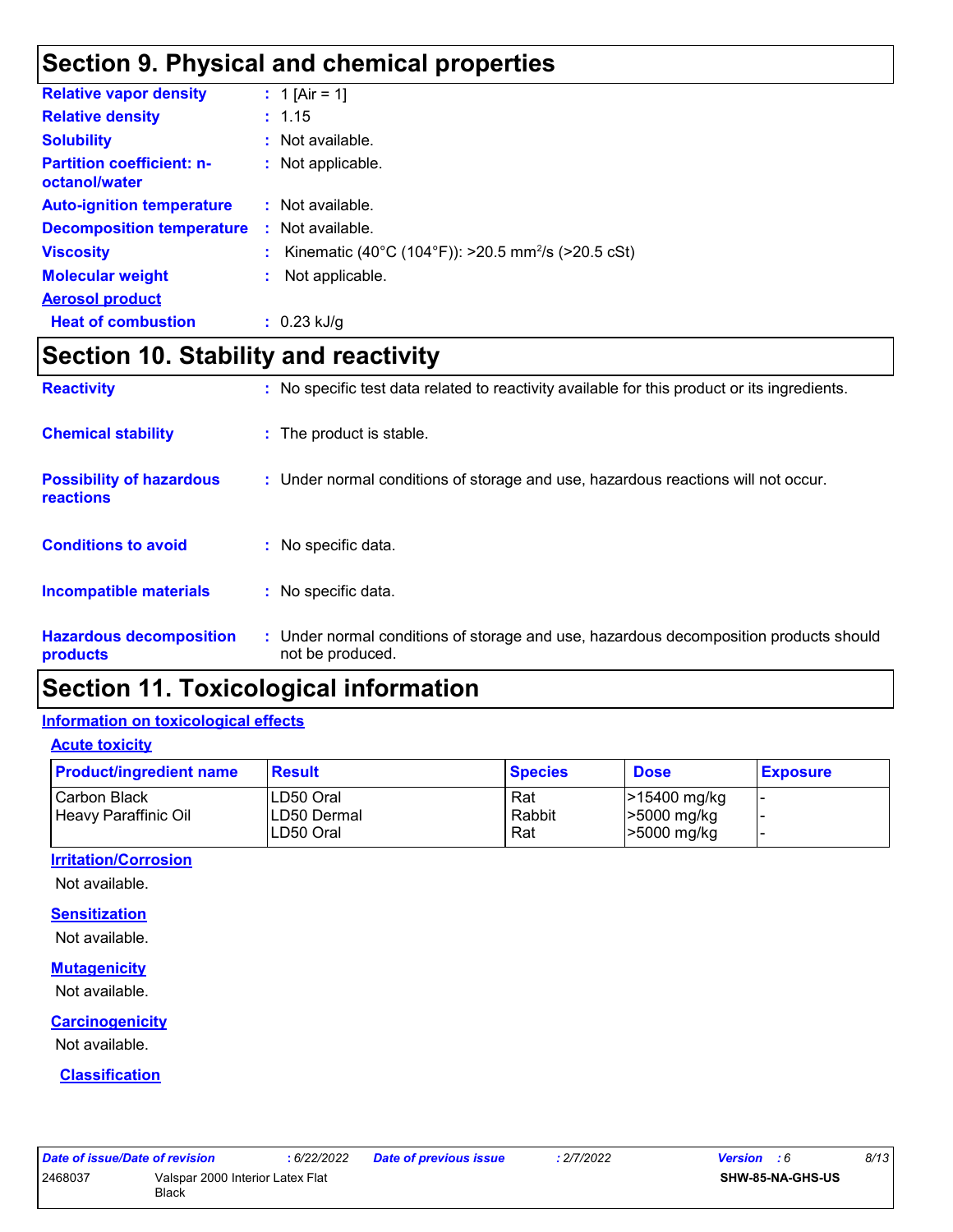# Section 9. Physical and chemical properties

**Relative vapor density** : 1 [Air = 1]

**Relative density** : 1.15

**Solubility** : Not available.

**Partition coefficient: n-octanol/water** : Not applicable.

**Auto-ignition temperature** : Not available.

**Decomposition temperature** : Not available.

**Viscosity** : Kinematic (40°C (104°F)): >20.5 $mm^2/s$ (>20.5 cSt)

**Molecular weight** : Not applicable.

**Aerosol product**

**Heat of combustion** : 0.23 kJ/g

# Section 10. Stability and reactivity

**Reactivity** : No specific test data related to reactivity available for this product or its ingredients.

**Chemical stability** : The product is stable.

**Possibility of hazardous reactions** : Under normal conditions of storage and use, hazardous reactions will not occur.

**Conditions to avoid** : No specific data.

**Incompatible materials** : No specific data.

**Hazardous decomposition products** : Under normal conditions of storage and use, hazardous decomposition products should not be produced.

# Section 11. Toxicological information

## Information on toxicological effects

### Acute toxicity

| Product/ingredient name | Result | Species | Dose | Exposure |
|---|---|---|---|---|
| Carbon Black | LD50 Oral | Rat | >15400 mg/kg | - |
| Heavy Paraffinic Oil | LD50 Dermal | Rabbit | >5000 mg/kg | - |
| | LD50 Oral | Rat | >5000 mg/kg | - |

### Irritation/Corrosion

Not available.

### Sensitization

Not available.

### Mutagenicity

Not available.

### Carcinogenicity

Not available.

### Classification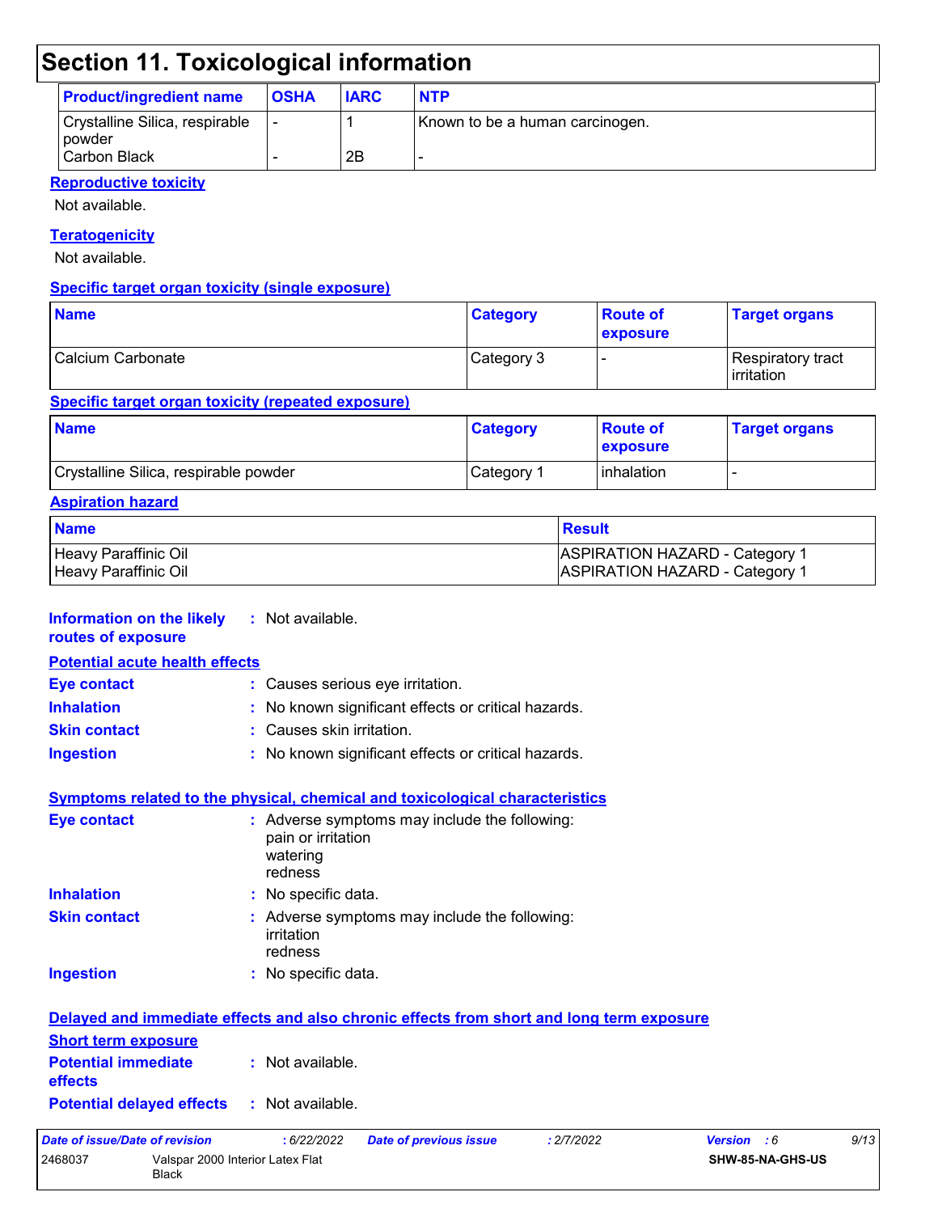# Section 11. Toxicological information

| Product/ingredient name | OSHA | IARC | NTP |
|---|---|---|---|
| Crystalline Silica, respirable powder | - | 1 | Known to be a human carcinogen. |
| Carbon Black | - | 2B | - |

**Reproductive toxicity**

Not available.

**Teratogenicity**

Not available.

**Specific target organ toxicity (single exposure)**

| Name | Category | Route of exposure | Target organs |
|---|---|---|---|
| Calcium Carbonate | Category 3 | - | Respiratory tract irritation |

**Specific target organ toxicity (repeated exposure)**

| Name | Category | Route of exposure | Target organs |
|---|---|---|---|
| Crystalline Silica, respirable powder | Category 1 | inhalation | - |

**Aspiration hazard**

| Name | Result |
|---|---|
| Heavy Paraffinic Oil | ASPIRATION HAZARD - Category 1 |
| Heavy Paraffinic Oil | ASPIRATION HAZARD - Category 1 |

**Information on the likely routes of exposure** : Not available.

**Potential acute health effects**

**Eye contact** : Causes serious eye irritation.

**Inhalation** : No known significant effects or critical hazards.

**Skin contact** : Causes skin irritation.

**Ingestion** : No known significant effects or critical hazards.

**Symptoms related to the physical, chemical and toxicological characteristics**

**Eye contact** : Adverse symptoms may include the following:
pain or irritation
watering
redness

**Inhalation** : No specific data.

**Skin contact** : Adverse symptoms may include the following:
irritation
redness

**Ingestion** : No specific data.

**Delayed and immediate effects and also chronic effects from short and long term exposure**

**Short term exposure**

**Potential immediate effects** : Not available.

**Potential delayed effects** : Not available.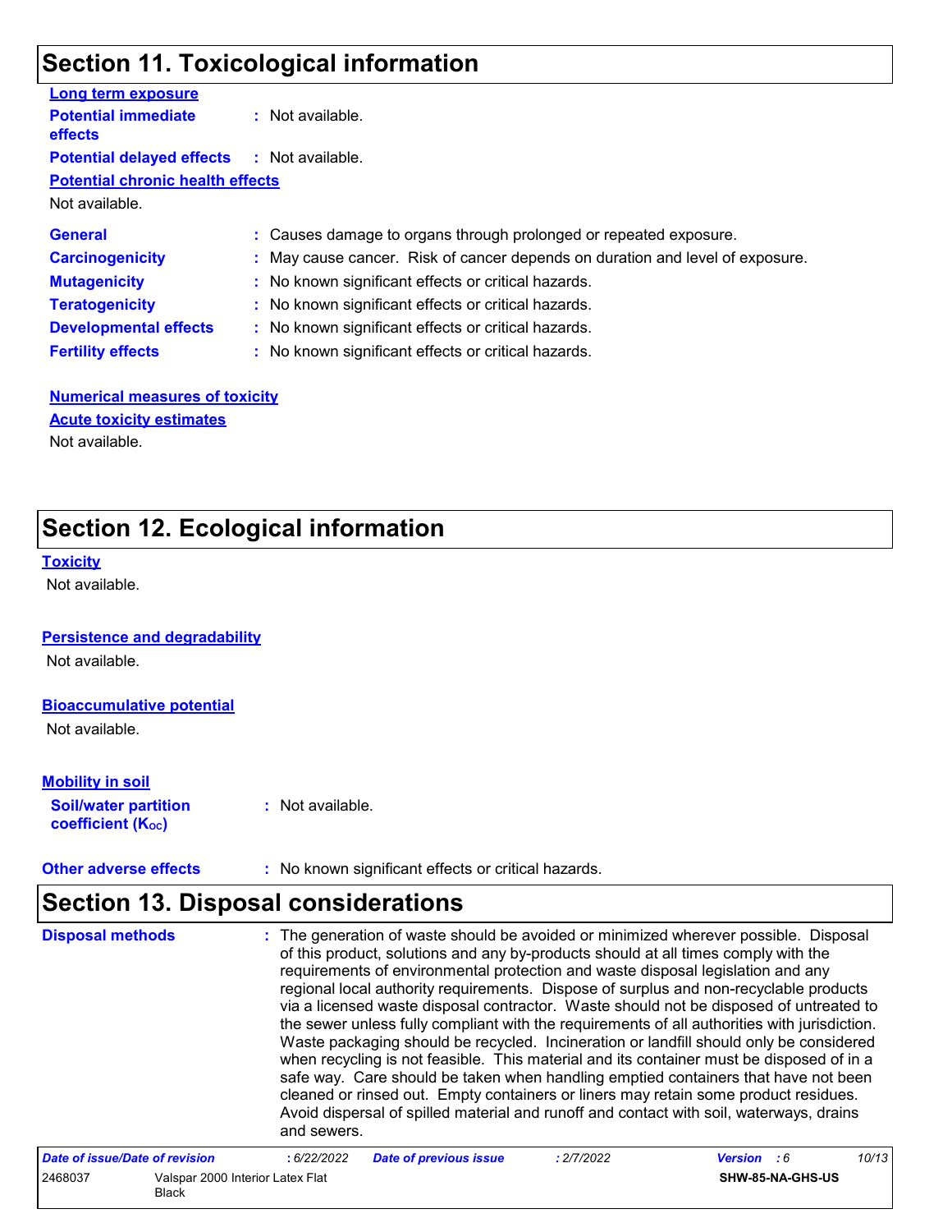## Section 11. Toxicological information

**Long term exposure**

**Potential immediate effects** : Not available.

**Potential delayed effects** : Not available.

**Potential chronic health effects**

Not available.

**General** : Causes damage to organs through prolonged or repeated exposure.

**Carcinogenicity** : May cause cancer. Risk of cancer depends on duration and level of exposure.

**Mutagenicity** : No known significant effects or critical hazards.

**Teratogenicity** : No known significant effects or critical hazards.

**Developmental effects** : No known significant effects or critical hazards.

**Fertility effects** : No known significant effects or critical hazards.

**Numerical measures of toxicity**

**Acute toxicity estimates**

Not available.

## Section 12. Ecological information

**Toxicity**

Not available.

**Persistence and degradability**

Not available.

**Bioaccumulative potential**

Not available.

**Mobility in soil**

**Soil/water partition coefficient ($K_{OC}$)** : Not available.

**Other adverse effects** : No known significant effects or critical hazards.

## Section 13. Disposal considerations

**Disposal methods** : The generation of waste should be avoided or minimized wherever possible. Disposal of this product, solutions and any by-products should at all times comply with the requirements of environmental protection and waste disposal legislation and any regional local authority requirements. Dispose of surplus and non-recyclable products via a licensed waste disposal contractor. Waste should not be disposed of untreated to the sewer unless fully compliant with the requirements of all authorities with jurisdiction. Waste packaging should be recycled. Incineration or landfill should only be considered when recycling is not feasible. This material and its container must be disposed of in a safe way. Care should be taken when handling emptied containers that have not been cleaned or rinsed out. Empty containers or liners may retain some product residues. Avoid dispersal of spilled material and runoff and contact with soil, waterways, drains and sewers.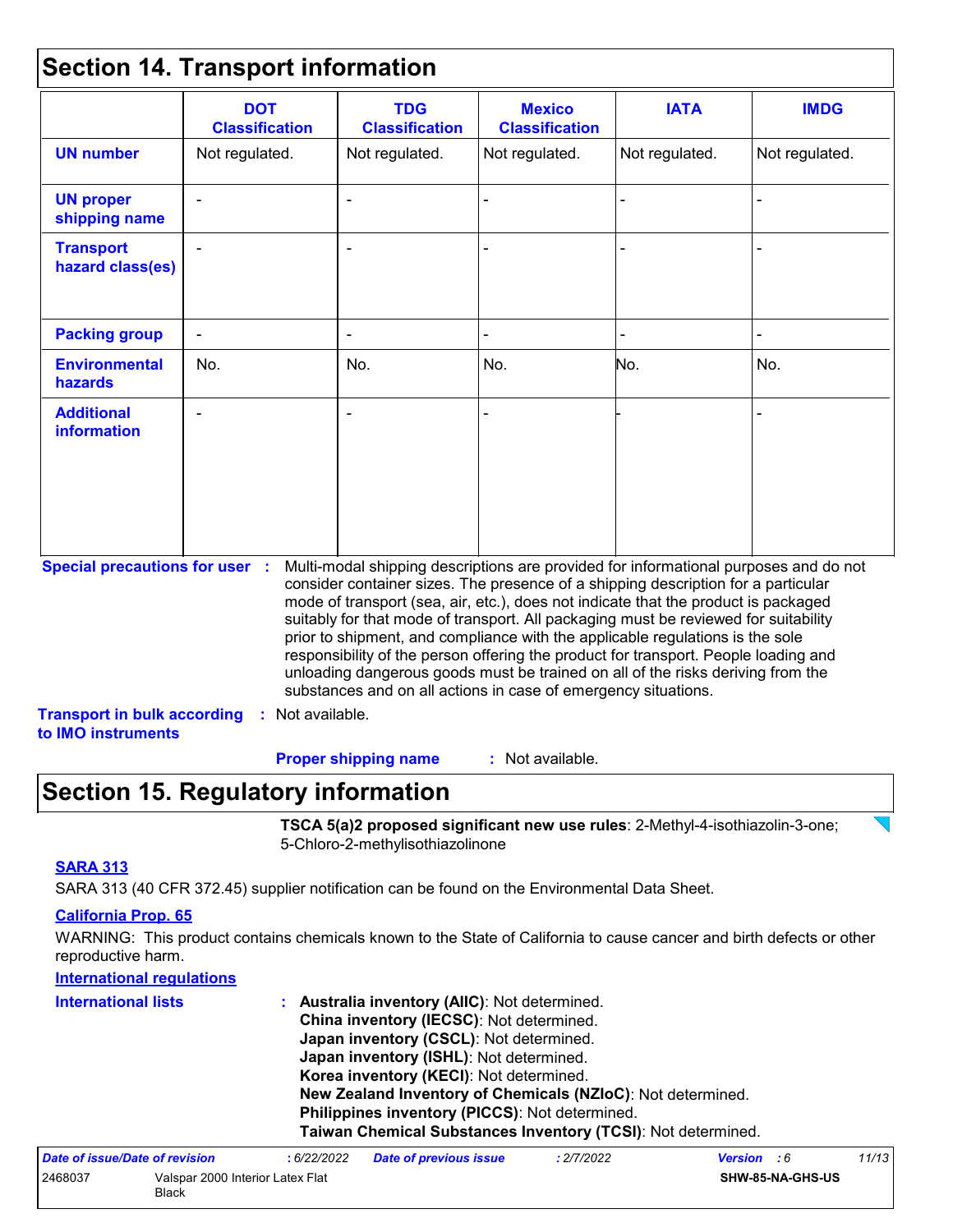## Section 14. Transport information

| | DOT Classification | TDG Classification | Mexico Classification | IATA | IMDG |
|---|---|---|---|---|---|
| **UN number** | Not regulated. | Not regulated. | Not regulated. | Not regulated. | Not regulated. |
| **UN proper shipping name** | - | - | - | - | - |
| **Transport hazard class(es)** | - | - | - | - | - |
| **Packing group** | - | - | - | - | - |
| **Environmental hazards** | No. | No. | No. | No. | No. |
| **Additional information** | - | - | - | - | - |

**Special precautions for user** : Multi-modal shipping descriptions are provided for informational purposes and do not consider container sizes. The presence of a shipping description for a particular mode of transport (sea, air, etc.), does not indicate that the product is packaged suitably for that mode of transport. All packaging must be reviewed for suitability prior to shipment, and compliance with the applicable regulations is the sole responsibility of the person offering the product for transport. People loading and unloading dangerous goods must be trained on all of the risks deriving from the substances and on all actions in case of emergency situations.

**Transport in bulk according to IMO instruments** : Not available.

**Proper shipping name** : Not available.

## Section 15. Regulatory information

**TSCA 5(a)2 proposed significant new use rules**: 2-Methyl-4-isothiazolin-3-one; 5-Chloro-2-methylisothiazolinone

### SARA 313

SARA 313 (40 CFR 372.45) supplier notification can be found on the Environmental Data Sheet.

### California Prop. 65

WARNING: This product contains chemicals known to the State of California to cause cancer and birth defects or other reproductive harm.

### International regulations

**International lists** :
- **Australia inventory (AIIC)**: Not determined.
- **China inventory (IECSC)**: Not determined.
- **Japan inventory (CSCL)**: Not determined.
- **Japan inventory (ISHL)**: Not determined.
- **Korea inventory (KECI)**: Not determined.
- **New Zealand Inventory of Chemicals (NZIoC)**: Not determined.
- **Philippines inventory (PICCS)**: Not determined.
- **Taiwan Chemical Substances Inventory (TCSI)**: Not determined.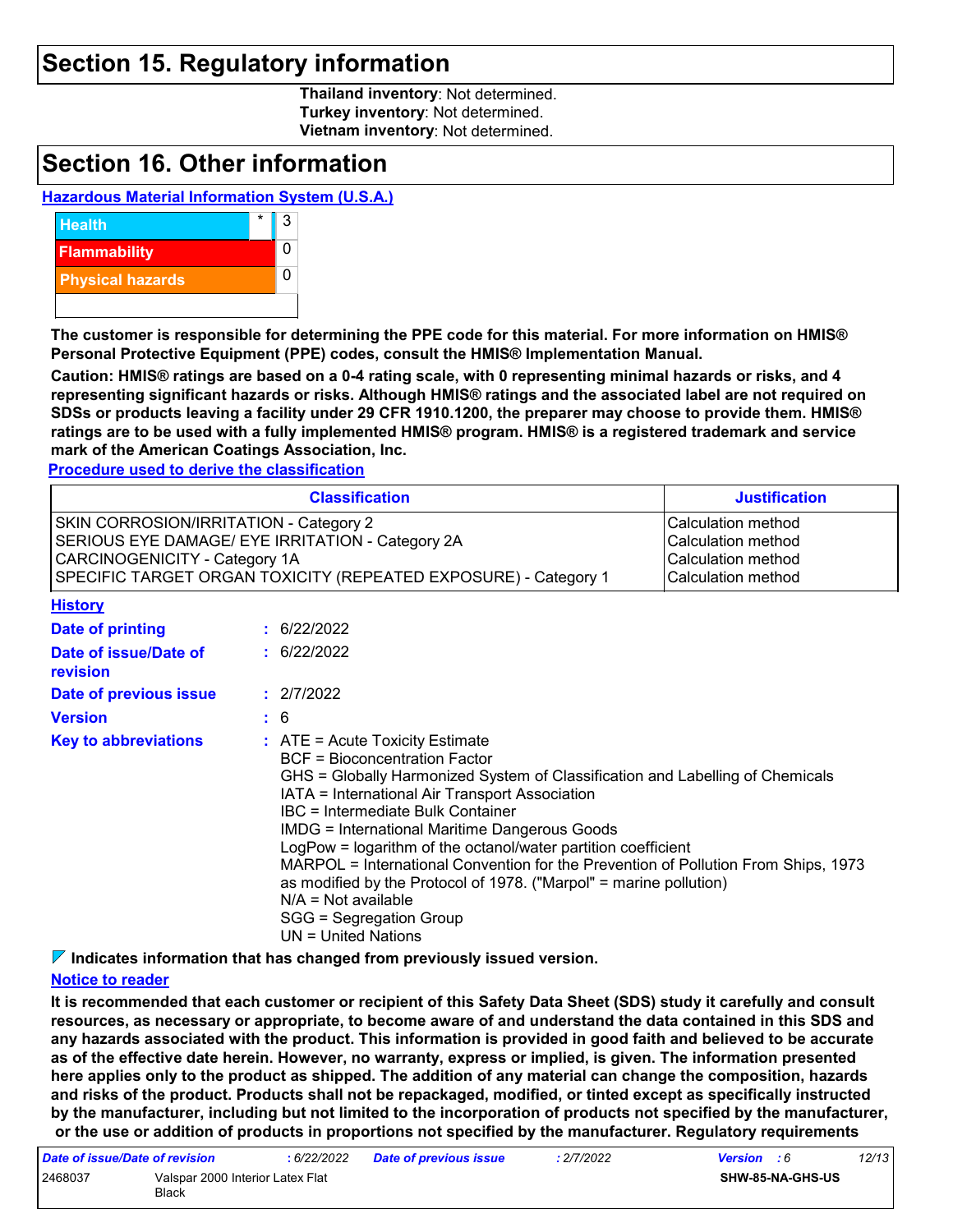## Section 15. Regulatory information

**Thailand inventory**: Not determined.
**Turkey inventory**: Not determined.
**Vietnam inventory**: Not determined.

## Section 16. Other information

**Hazardous Material Information System (U.S.A.)**

| | | |
|---|---|---|
| Health | * | 3 |
| Flammability | | 0 |
| Physical hazards | | 0 |

**The customer is responsible for determining the PPE code for this material. For more information on HMIS® Personal Protective Equipment (PPE) codes, consult the HMIS® Implementation Manual.**

**Caution: HMIS® ratings are based on a 0-4 rating scale, with 0 representing minimal hazards or risks, and 4 representing significant hazards or risks. Although HMIS® ratings and the associated label are not required on SDSs or products leaving a facility under 29 CFR 1910.1200, the preparer may choose to provide them. HMIS® ratings are to be used with a fully implemented HMIS® program. HMIS® is a registered trademark and service mark of the American Coatings Association, Inc.**

**Procedure used to derive the classification**

| Classification | Justification |
|---|---|
| SKIN CORROSION/IRRITATION - Category 2 | Calculation method |
| SERIOUS EYE DAMAGE/ EYE IRRITATION - Category 2A | Calculation method |
| CARCINOGENICITY - Category 1A | Calculation method |
| SPECIFIC TARGET ORGAN TOXICITY (REPEATED EXPOSURE) - Category 1 | Calculation method |

**History**

**Date of printing** : 6/22/2022

**Date of issue/Date of revision** : 6/22/2022

**Date of previous issue** : 2/7/2022

**Version** : 6

**Key to abbreviations** : ATE = Acute Toxicity Estimate
BCF = Bioconcentration Factor
GHS = Globally Harmonized System of Classification and Labelling of Chemicals
IATA = International Air Transport Association
IBC = Intermediate Bulk Container
IMDG = International Maritime Dangerous Goods
LogPow = logarithm of the octanol/water partition coefficient
MARPOL = International Convention for the Prevention of Pollution From Ships, 1973 as modified by the Protocol of 1978. ("Marpol" = marine pollution)
N/A = Not available
SGG = Segregation Group
UN = United Nations

**Indicates information that has changed from previously issued version.**

**Notice to reader**

**It is recommended that each customer or recipient of this Safety Data Sheet (SDS) study it carefully and consult resources, as necessary or appropriate, to become aware of and understand the data contained in this SDS and any hazards associated with the product. This information is provided in good faith and believed to be accurate as of the effective date herein. However, no warranty, express or implied, is given. The information presented here applies only to the product as shipped. The addition of any material can change the composition, hazards and risks of the product. Products shall not be repackaged, modified, or tinted except as specifically instructed by the manufacturer, including but not limited to the incorporation of products not specified by the manufacturer, or the use or addition of products in proportions not specified by the manufacturer. Regulatory requirements**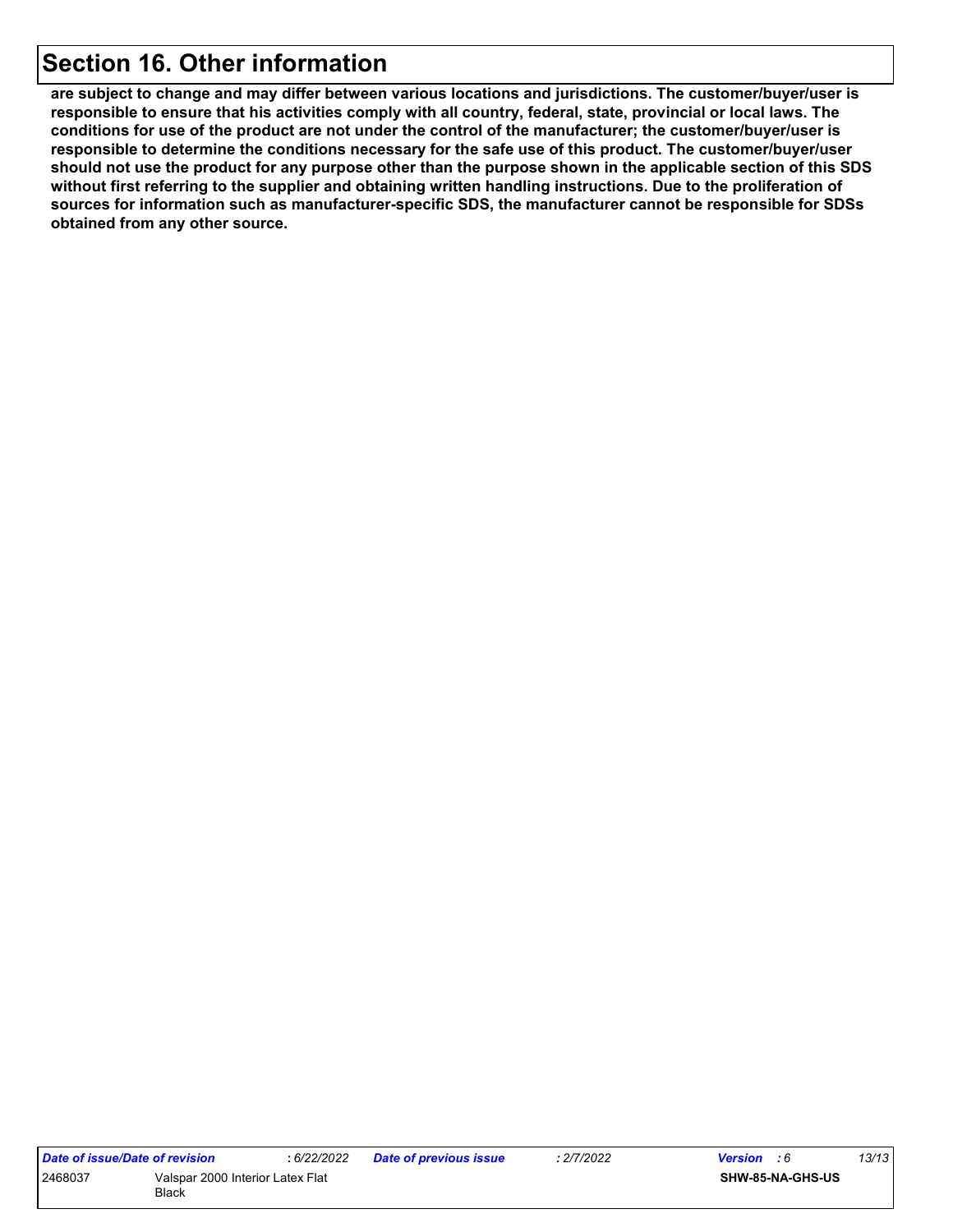## Section 16. Other information

**are subject to change and may differ between various locations and jurisdictions. The customer/buyer/user is responsible to ensure that his activities comply with all country, federal, state, provincial or local laws. The conditions for use of the product are not under the control of the manufacturer; the customer/buyer/user is responsible to determine the conditions necessary for the safe use of this product. The customer/buyer/user should not use the product for any purpose other than the purpose shown in the applicable section of this SDS without first referring to the supplier and obtaining written handling instructions. Due to the proliferation of sources for information such as manufacturer-specific SDS, the manufacturer cannot be responsible for SDSs obtained from any other source.**